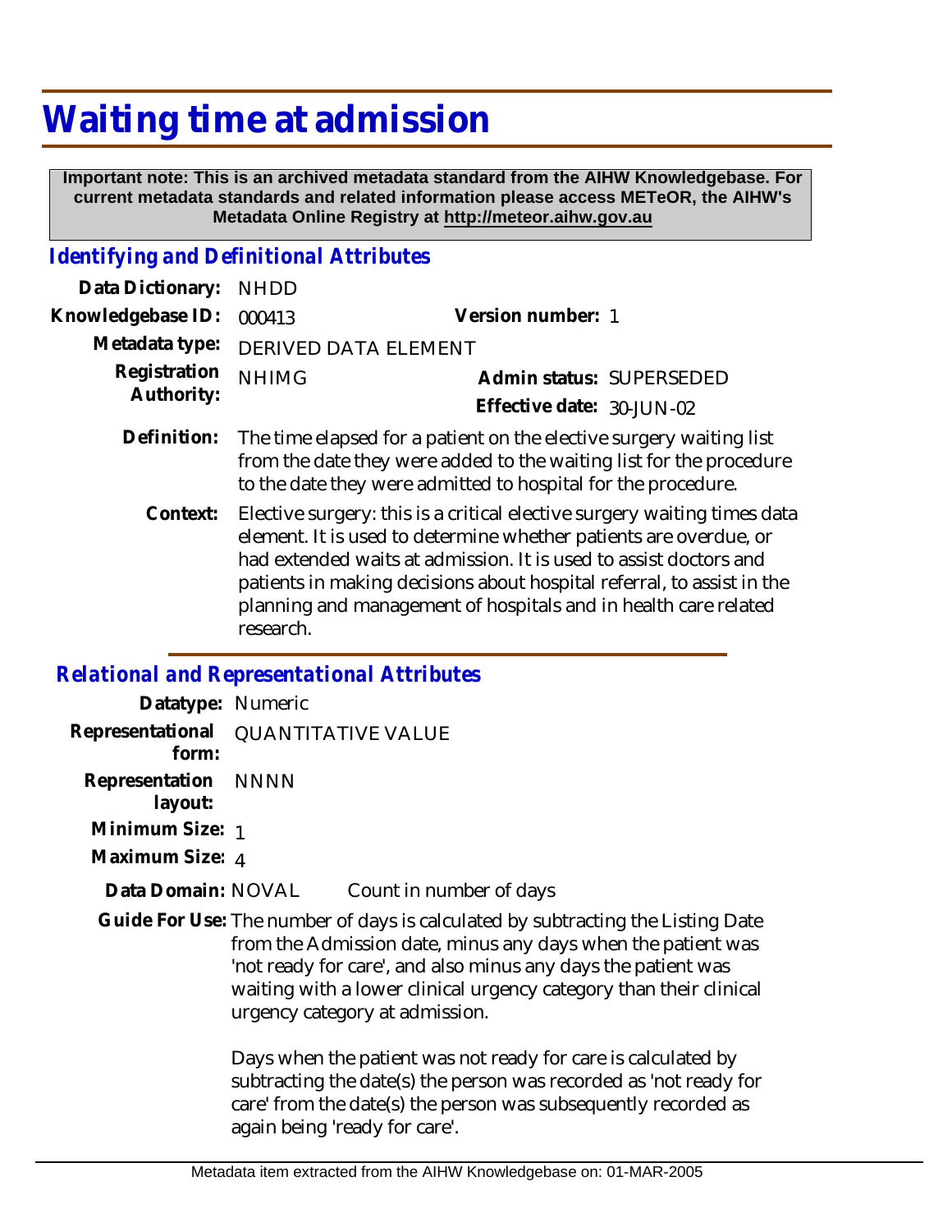# Waiting time at admission

**Important note: This is an archived metadata standard from the AIHW Knowledgebase. For current metadata standards and related information please access METeOR, the AIHW's Metadata Online Registry at http://meteor.aihw.gov.au**

## *Identifying and Definitional Attributes*

**Data Dictionary:** NHDD

**Knowledgebase ID:** 000413 **Version number:** 1

**Metadata type:** DERIVED DATA ELEMENT

**Registration Authority:** NHIMG **Admin status:** SUPERSEDED

**Effective date:** 30-JUN-02

**Definition:** The time elapsed for a patient on the elective surgery waiting list from the date they were added to the waiting list for the procedure to the date they were admitted to hospital for the procedure.

**Context:** Elective surgery: this is a critical elective surgery waiting times data element. It is used to determine whether patients are overdue, or had extended waits at admission. It is used to assist doctors and patients in making decisions about hospital referral, to assist in the planning and management of hospitals and in health care related research.

## *Relational and Representational Attributes*

**Datatype:** Numeric

**Representational form:** QUANTITATIVE VALUE

**Representation layout:** NNNN

**Minimum Size:** 1

**Maximum Size:** 4

**Data Domain:** NOVAL Count in number of days

**Guide For Use:** The number of days is calculated by subtracting the Listing Date from the Admission date, minus any days when the patient was 'not ready for care', and also minus any days the patient was waiting with a lower clinical urgency category than their clinical urgency category at admission.

Days when the patient was not ready for care is calculated by subtracting the date(s) the person was recorded as 'not ready for care' from the date(s) the person was subsequently recorded as again being 'ready for care'.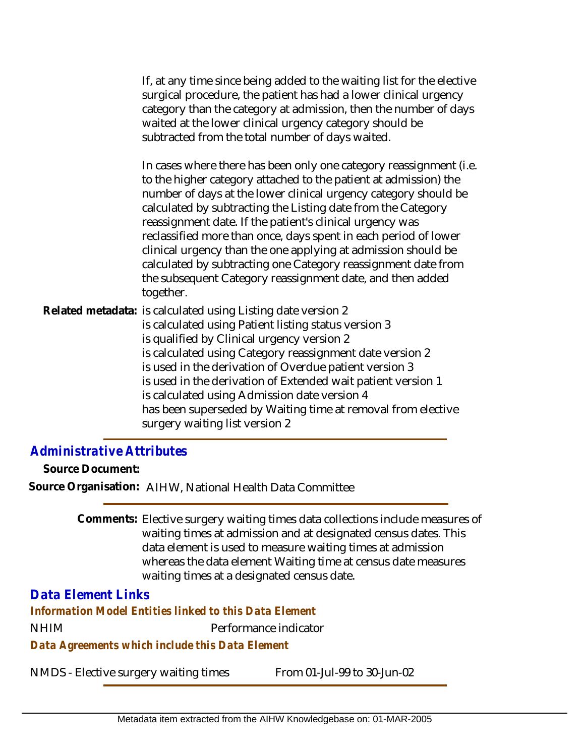If, at any time since being added to the waiting list for the elective surgical procedure, the patient has had a lower clinical urgency category than the category at admission, then the number of days waited at the lower clinical urgency category should be subtracted from the total number of days waited.

In cases where there has been only one category reassignment (i.e. to the higher category attached to the patient at admission) the number of days at the lower clinical urgency category should be calculated by subtracting the Listing date from the Category reassignment date. If the patient's clinical urgency was reclassified more than once, days spent in each period of lower clinical urgency than the one applying at admission should be calculated by subtracting one Category reassignment date from the subsequent Category reassignment date, and then added together.

**Related metadata:** is calculated using Listing date version 2
is calculated using Patient listing status version 3
is qualified by Clinical urgency version 2
is calculated using Category reassignment date version 2
is used in the derivation of Overdue patient version 3
is used in the derivation of Extended wait patient version 1
is calculated using Admission date version 4
has been superseded by Waiting time at removal from elective surgery waiting list version 2

## Administrative Attributes

**Source Document:**

**Source Organisation:** AIHW, National Health Data Committee

**Comments:** Elective surgery waiting times data collections include measures of waiting times at admission and at designated census dates. This data element is used to measure waiting times at admission whereas the data element Waiting time at census date measures waiting times at a designated census date.

## Data Element Links

### Information Model Entities linked to this Data Element

| | |
|---|---|
| NHIM | Performance indicator |

### Data Agreements which include this Data Element

| | |
|---|---|
| NMDS - Elective surgery waiting times | From 01-Jul-99 to 30-Jun-02 |

Metadata item extracted from the AIHW Knowledgebase on: 01-MAR-2005